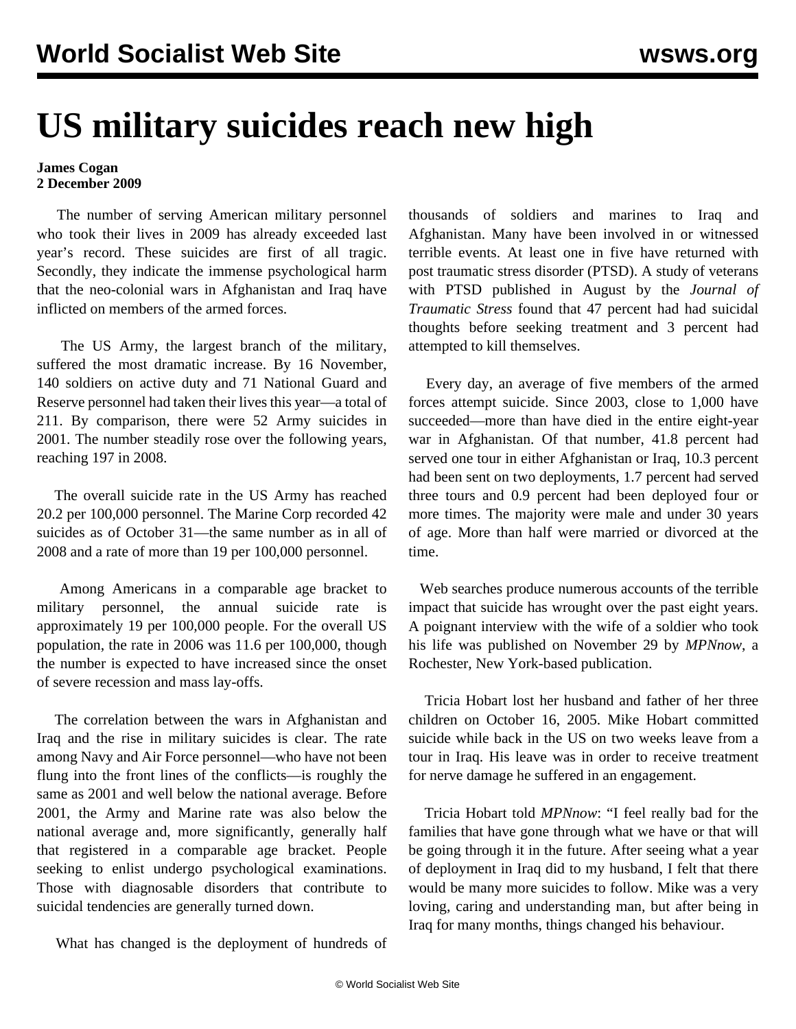# US military suicides reach new high

**James Cogan**
**2 December 2009**

The number of serving American military personnel who took their lives in 2009 has already exceeded last year's record. These suicides are first of all tragic. Secondly, they indicate the immense psychological harm that the neo-colonial wars in Afghanistan and Iraq have inflicted on members of the armed forces.

The US Army, the largest branch of the military, suffered the most dramatic increase. By 16 November, 140 soldiers on active duty and 71 National Guard and Reserve personnel had taken their lives this year—a total of 211. By comparison, there were 52 Army suicides in 2001. The number steadily rose over the following years, reaching 197 in 2008.

The overall suicide rate in the US Army has reached 20.2 per 100,000 personnel. The Marine Corp recorded 42 suicides as of October 31—the same number as in all of 2008 and a rate of more than 19 per 100,000 personnel.

Among Americans in a comparable age bracket to military personnel, the annual suicide rate is approximately 19 per 100,000 people. For the overall US population, the rate in 2006 was 11.6 per 100,000, though the number is expected to have increased since the onset of severe recession and mass lay-offs.

The correlation between the wars in Afghanistan and Iraq and the rise in military suicides is clear. The rate among Navy and Air Force personnel—who have not been flung into the front lines of the conflicts—is roughly the same as 2001 and well below the national average. Before 2001, the Army and Marine rate was also below the national average and, more significantly, generally half that registered in a comparable age bracket. People seeking to enlist undergo psychological examinations. Those with diagnosable disorders that contribute to suicidal tendencies are generally turned down.

What has changed is the deployment of hundreds of thousands of soldiers and marines to Iraq and Afghanistan. Many have been involved in or witnessed terrible events. At least one in five have returned with post traumatic stress disorder (PTSD). A study of veterans with PTSD published in August by the *Journal of Traumatic Stress* found that 47 percent had had suicidal thoughts before seeking treatment and 3 percent had attempted to kill themselves.

Every day, an average of five members of the armed forces attempt suicide. Since 2003, close to 1,000 have succeeded—more than have died in the entire eight-year war in Afghanistan. Of that number, 41.8 percent had served one tour in either Afghanistan or Iraq, 10.3 percent had been sent on two deployments, 1.7 percent had served three tours and 0.9 percent had been deployed four or more times. The majority were male and under 30 years of age. More than half were married or divorced at the time.

Web searches produce numerous accounts of the terrible impact that suicide has wrought over the past eight years. A poignant interview with the wife of a soldier who took his life was published on November 29 by *MPNnow*, a Rochester, New York-based publication.

Tricia Hobart lost her husband and father of her three children on October 16, 2005. Mike Hobart committed suicide while back in the US on two weeks leave from a tour in Iraq. His leave was in order to receive treatment for nerve damage he suffered in an engagement.

Tricia Hobart told *MPNnow*: "I feel really bad for the families that have gone through what we have or that will be going through it in the future. After seeing what a year of deployment in Iraq did to my husband, I felt that there would be many more suicides to follow. Mike was a very loving, caring and understanding man, but after being in Iraq for many months, things changed his behaviour.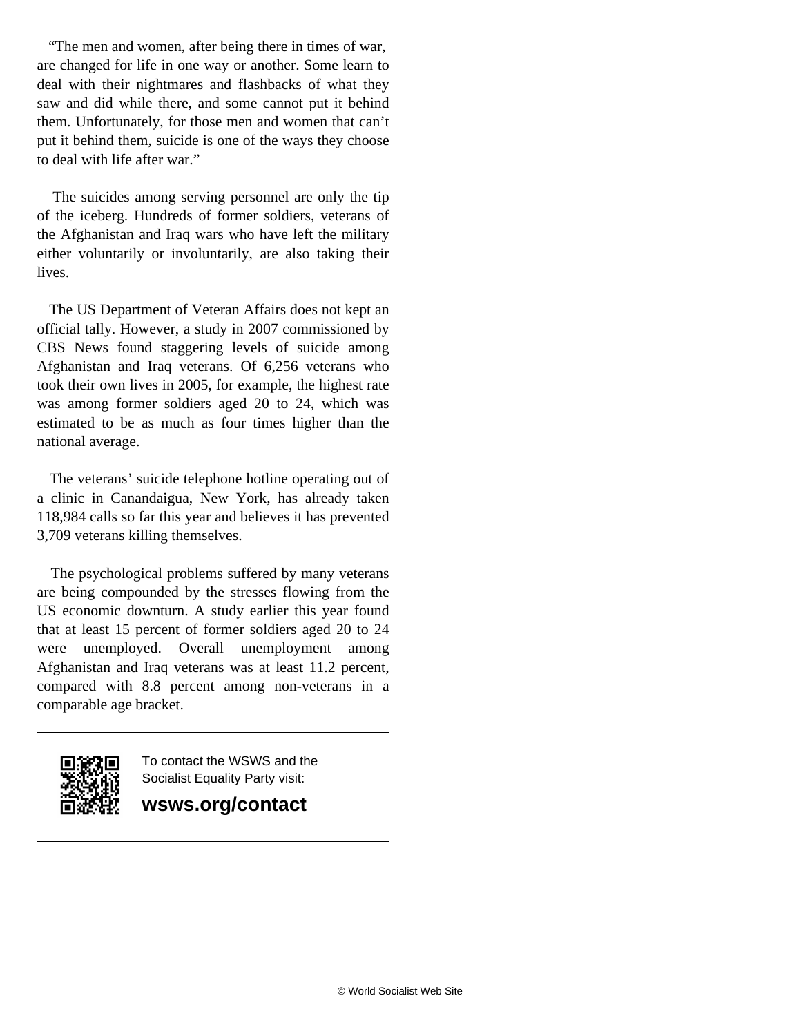"The men and women, after being there in times of war, are changed for life in one way or another. Some learn to deal with their nightmares and flashbacks of what they saw and did while there, and some cannot put it behind them. Unfortunately, for those men and women that can't put it behind them, suicide is one of the ways they choose to deal with life after war."

The suicides among serving personnel are only the tip of the iceberg. Hundreds of former soldiers, veterans of the Afghanistan and Iraq wars who have left the military either voluntarily or involuntarily, are also taking their lives.

The US Department of Veteran Affairs does not kept an official tally. However, a study in 2007 commissioned by CBS News found staggering levels of suicide among Afghanistan and Iraq veterans. Of 6,256 veterans who took their own lives in 2005, for example, the highest rate was among former soldiers aged 20 to 24, which was estimated to be as much as four times higher than the national average.

The veterans' suicide telephone hotline operating out of a clinic in Canandaigua, New York, has already taken 118,984 calls so far this year and believes it has prevented 3,709 veterans killing themselves.

The psychological problems suffered by many veterans are being compounded by the stresses flowing from the US economic downturn. A study earlier this year found that at least 15 percent of former soldiers aged 20 to 24 were unemployed. Overall unemployment among Afghanistan and Iraq veterans was at least 11.2 percent, compared with 8.8 percent among non-veterans in a comparable age bracket.

To contact the WSWS and the Socialist Equality Party visit:

**wsws.org/contact**

© World Socialist Web Site